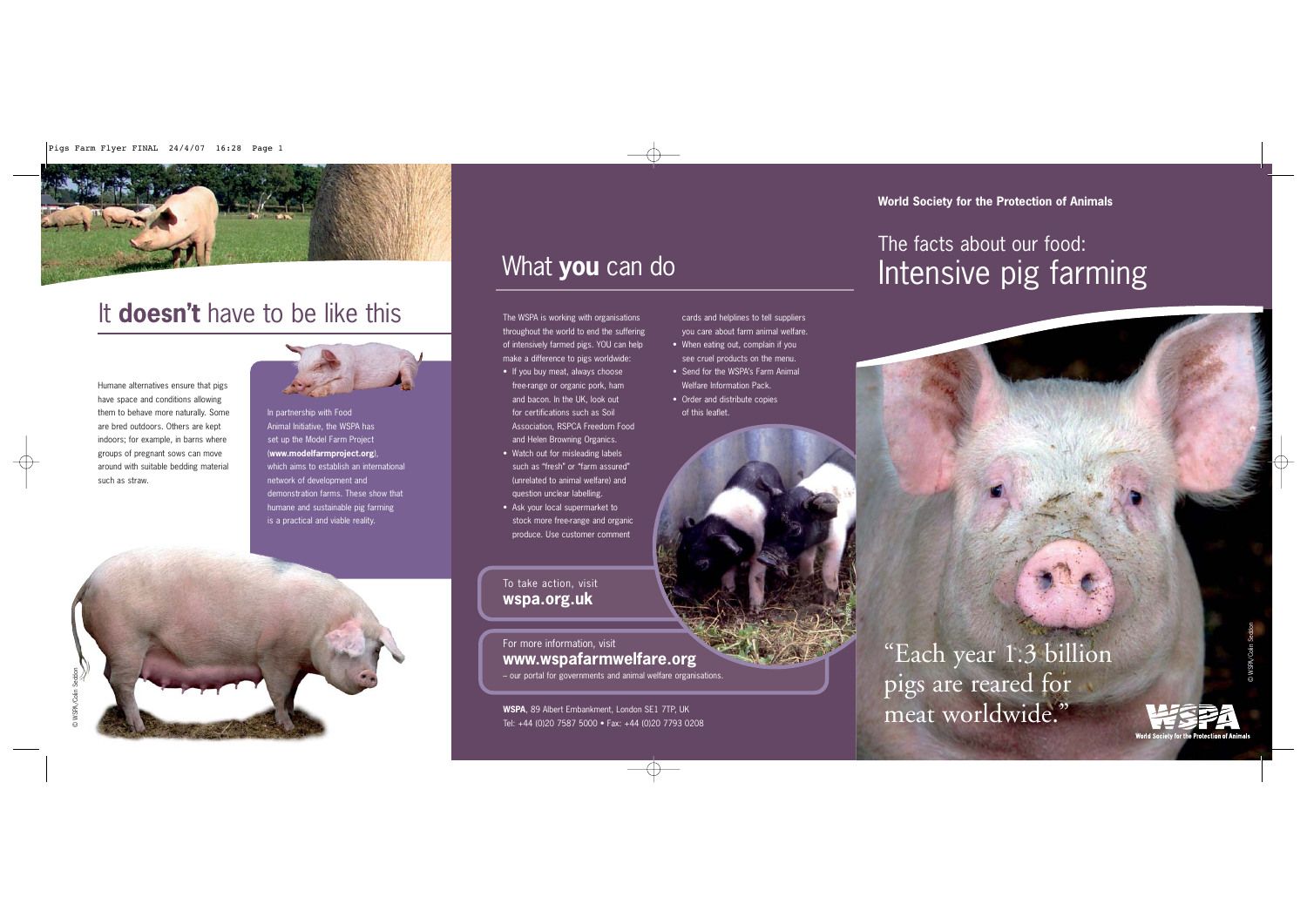## It **doesn't** have to be like this

Humane alternatives ensure that pigs have space and conditions allowing them to behave more naturally. Some are bred outdoors. Others are kept indoors; for example, in barns where groups of pregnant sows can move around with suitable bedding material such as straw.

In partnership with Food Animal Initiative, the WSPA has set up the Model Farm Project (**www.modelfarmproject.org**), which aims to establish an international network of development and demonstration farms. These show that humane and sustainable pig farming is a practical and viable reality.

© WSPA/Colin Seddon

## What **you** can do

The WSPA is working with organisations throughout the world to end the suffering of intensively farmed pigs. YOU can help make a difference to pigs worldwide:

- If you buy meat, always choose free-range or organic pork, ham and bacon. In the UK, look out for certifications such as Soil Association, RSPCA Freedom Food and Helen Browning Organics.
- Watch out for misleading labels such as "fresh" or "farm assured" (unrelated to animal welfare) and question unclear labelling.
- Ask your local supermarket to stock more free-range and organic produce. Use customer comment cards and helplines to tell suppliers you care about farm animal welfare.
- When eating out, complain if you see cruel products on the menu.
- Send for the WSPA's Farm Animal Welfare Information Pack.
- Order and distribute copies of this leaflet.

To take action, visit
**wspa.org.uk**

For more information, visit
**www.wspafarmwelfare.org**
– our portal for governments and animal welfare organisations.

**WSPA**, 89 Albert Embankment, London SE1 7TP, UK
Tel: +44 (0)20 7587 5000 • Fax: +44 (0)20 7793 0208

**World Society for the Protection of Animals**

# The facts about our food: Intensive pig farming

"Each year 1.3 billion pigs are reared for meat worldwide."

© WSPA/Colin Seddon

WSPA
World Society for the Protection of Animals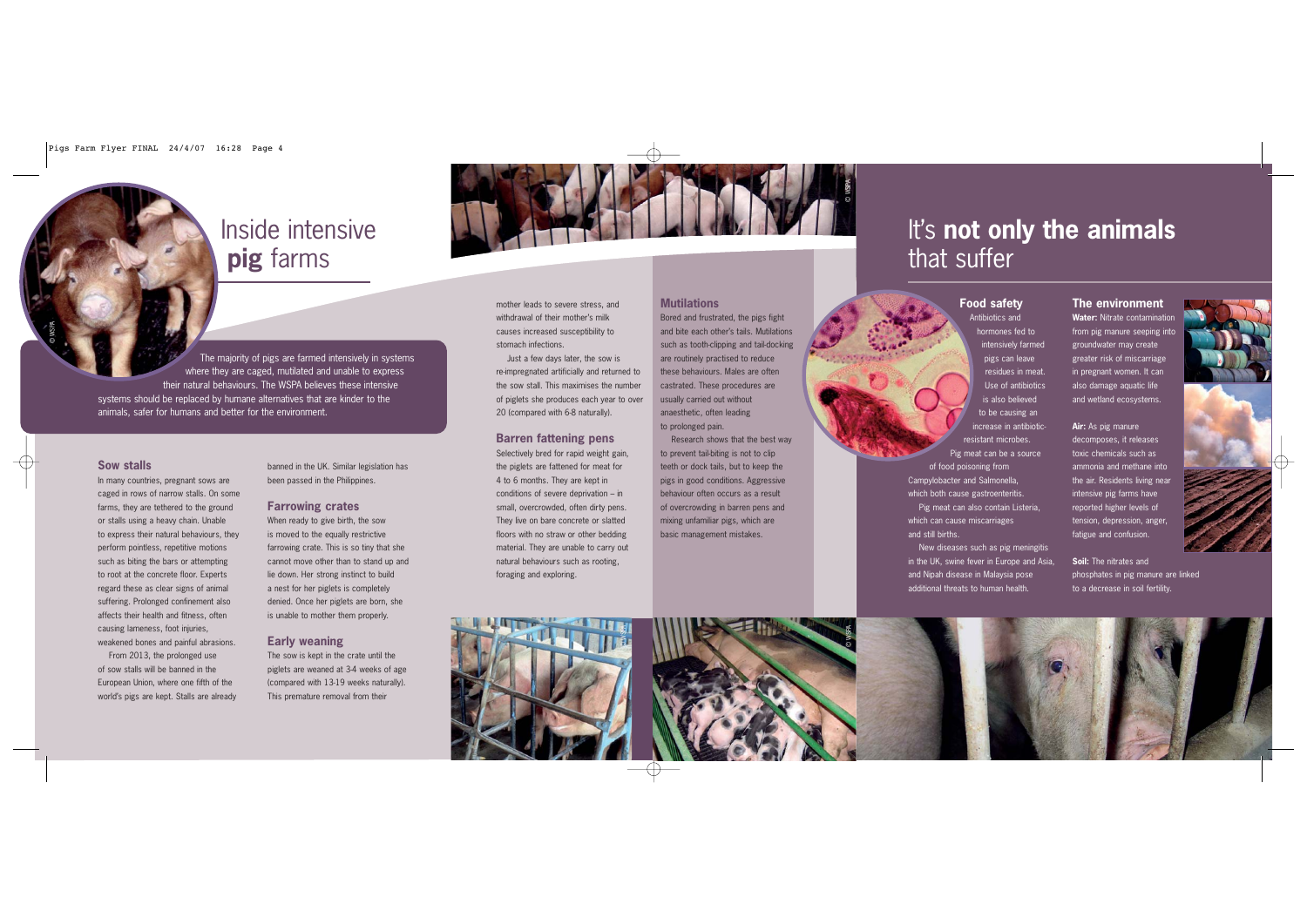# Inside intensive **pig** farms

The majority of pigs are farmed intensively in systems where they are caged, mutilated and unable to express their natural behaviours. The WSPA believes these intensive systems should be replaced by humane alternatives that are kinder to the animals, safer for humans and better for the environment.

### Sow stalls

In many countries, pregnant sows are caged in rows of narrow stalls. On some farms, they are tethered to the ground or stalls using a heavy chain. Unable to express their natural behaviours, they perform pointless, repetitive motions such as biting the bars or attempting to root at the concrete floor. Experts regard these as clear signs of animal suffering. Prolonged confinement also affects their health and fitness, often causing lameness, foot injuries, weakened bones and painful abrasions.

From 2013, the prolonged use of sow stalls will be banned in the European Union, where one fifth of the world's pigs are kept. Stalls are already banned in the UK. Similar legislation has been passed in the Philippines.

### Farrowing crates

When ready to give birth, the sow is moved to the equally restrictive farrowing crate. This is so tiny that she cannot move other than to stand up and lie down. Her strong instinct to build a nest for her piglets is completely denied. Once her piglets are born, she is unable to mother them properly.

### Early weaning

The sow is kept in the crate until the piglets are weaned at 3-4 weeks of age (compared with 13-19 weeks naturally). This premature removal from their mother leads to severe stress, and withdrawal of their mother's milk causes increased susceptibility to stomach infections.

Just a few days later, the sow is re-impregnated artificially and returned to the sow stall. This maximises the number of piglets she produces each year to over 20 (compared with 6-8 naturally).

### Barren fattening pens

Selectively bred for rapid weight gain, the piglets are fattened for meat for 4 to 6 months. They are kept in conditions of severe deprivation – in small, overcrowded, often dirty pens. They live on bare concrete or slatted floors with no straw or other bedding material. They are unable to carry out natural behaviours such as rooting, foraging and exploring.

### Mutilations

Bored and frustrated, the pigs fight and bite each other's tails. Mutilations such as tooth-clipping and tail-docking are routinely practised to reduce these behaviours. Males are often castrated. These procedures are usually carried out without anaesthetic, often leading to prolonged pain.

Research shows that the best way to prevent tail-biting is not to clip teeth or dock tails, but to keep the pigs in good conditions. Aggressive behaviour often occurs as a result of overcrowding in barren pens and mixing unfamiliar pigs, which are basic management mistakes.

# It's **not only the animals** that suffer

### Food safety

Antibiotics and hormones fed to intensively farmed pigs can leave residues in meat. Use of antibiotics is also believed to be causing an increase in antibiotic-resistant microbes.

Pig meat can be a source of food poisoning from Campylobacter and Salmonella, which both cause gastroenteritis.

Pig meat can also contain Listeria, which can cause miscarriages and still births.

New diseases such as pig meningitis in the UK, swine fever in Europe and Asia, and Nipah disease in Malaysia pose additional threats to human health.

### The environment

**Water:** Nitrate contamination from pig manure seeping into groundwater may create greater risk of miscarriage in pregnant women. It can also damage aquatic life and wetland ecosystems.

**Air:** As pig manure decomposes, it releases toxic chemicals such as ammonia and methane into the air. Residents living near intensive pig farms have reported higher levels of tension, depression, anger, fatigue and confusion.

**Soil:** The nitrates and phosphates in pig manure are linked to a decrease in soil fertility.